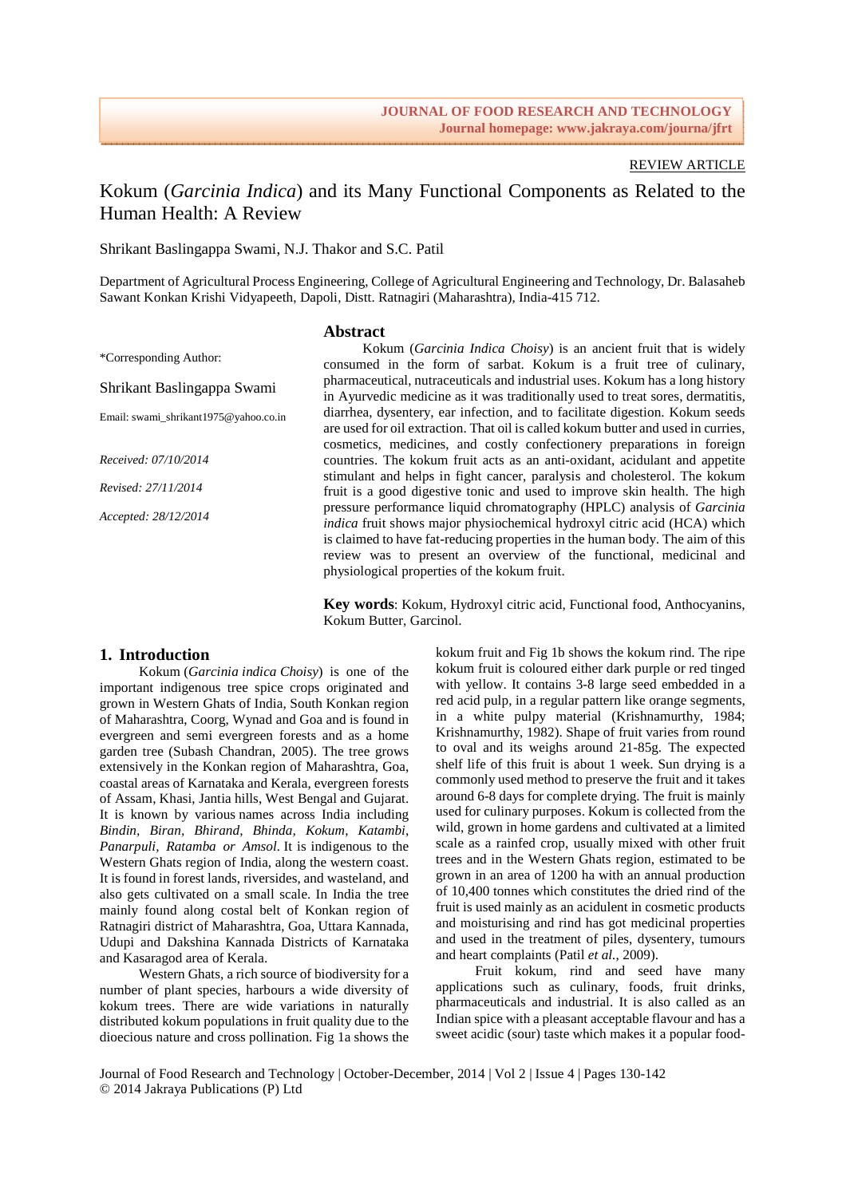REVIEW ARTICLE

# Kokum (*Garcinia Indica*) and its Many Functional Components as Related to the Human Health: A Review

Shrikant Baslingappa Swami, N.J. Thakor and S.C. Patil

Department of Agricultural Process Engineering, College of Agricultural Engineering and Technology, Dr. Balasaheb Sawant Konkan Krishi Vidyapeeth, Dapoli, Distt. Ratnagiri (Maharashtra), India-415 712.

\*Corresponding Author:

Shrikant Baslingappa Swami

Email: swami_shrikant1975@yahoo.co.in

*Received: 07/10/2014*

*Revised: 27/11/2014*

*Accepted: 28/12/2014*

## Abstract

Kokum (*Garcinia Indica Choisy*) is an ancient fruit that is widely consumed in the form of sarbat. Kokum is a fruit tree of culinary, pharmaceutical, nutraceuticals and industrial uses. Kokum has a long history in Ayurvedic medicine as it was traditionally used to treat sores, dermatitis, diarrhea, dysentery, ear infection, and to facilitate digestion. Kokum seeds are used for oil extraction. That oil is called kokum butter and used in curries, cosmetics, medicines, and costly confectionery preparations in foreign countries. The kokum fruit acts as an anti-oxidant, acidulant and appetite stimulant and helps in fight cancer, paralysis and cholesterol. The kokum fruit is a good digestive tonic and used to improve skin health. The high pressure performance liquid chromatography (HPLC) analysis of *Garcinia indica* fruit shows major physiochemical hydroxyl citric acid (HCA) which is claimed to have fat-reducing properties in the human body. The aim of this review was to present an overview of the functional, medicinal and physiological properties of the kokum fruit.

**Key words**: Kokum, Hydroxyl citric acid, Functional food, Anthocyanins, Kokum Butter, Garcinol.

## 1. Introduction

Kokum (*Garcinia indica Choisy*) is one of the important indigenous tree spice crops originated and grown in Western Ghats of India, South Konkan region of Maharashtra, Coorg, Wynad and Goa and is found in evergreen and semi evergreen forests and as a home garden tree (Subash Chandran, 2005). The tree grows extensively in the Konkan region of Maharashtra, Goa, coastal areas of Karnataka and Kerala, evergreen forests of Assam, Khasi, Jantia hills, West Bengal and Gujarat. It is known by various names across India including *Bindin, Biran, Bhirand, Bhinda, Kokum, Katambi, Panarpuli, Ratamba or Amsol*. It is indigenous to the Western Ghats region of India, along the western coast. It is found in forest lands, riversides, and wasteland, and also gets cultivated on a small scale. In India the tree mainly found along costal belt of Konkan region of Ratnagiri district of Maharashtra, Goa, Uttara Kannada, Udupi and Dakshina Kannada Districts of Karnataka and Kasaragod area of Kerala.

Western Ghats, a rich source of biodiversity for a number of plant species, harbours a wide diversity of kokum trees. There are wide variations in naturally distributed kokum populations in fruit quality due to the dioecious nature and cross pollination. Fig 1a shows the kokum fruit and Fig 1b shows the kokum rind. The ripe kokum fruit is coloured either dark purple or red tinged with yellow. It contains 3-8 large seed embedded in a red acid pulp, in a regular pattern like orange segments, in a white pulpy material (Krishnamurthy, 1984; Krishnamurthy, 1982). Shape of fruit varies from round to oval and its weighs around 21-85g. The expected shelf life of this fruit is about 1 week. Sun drying is a commonly used method to preserve the fruit and it takes around 6-8 days for complete drying. The fruit is mainly used for culinary purposes. Kokum is collected from the wild, grown in home gardens and cultivated at a limited scale as a rainfed crop, usually mixed with other fruit trees and in the Western Ghats region, estimated to be grown in an area of 1200 ha with an annual production of 10,400 tonnes which constitutes the dried rind of the fruit is used mainly as an acidulent in cosmetic products and moisturising and rind has got medicinal properties and used in the treatment of piles, dysentery, tumours and heart complaints (Patil *et al.*, 2009).

Fruit kokum, rind and seed have many applications such as culinary, foods, fruit drinks, pharmaceuticals and industrial. It is also called as an Indian spice with a pleasant acceptable flavour and has a sweet acidic (sour) taste which makes it a popular food-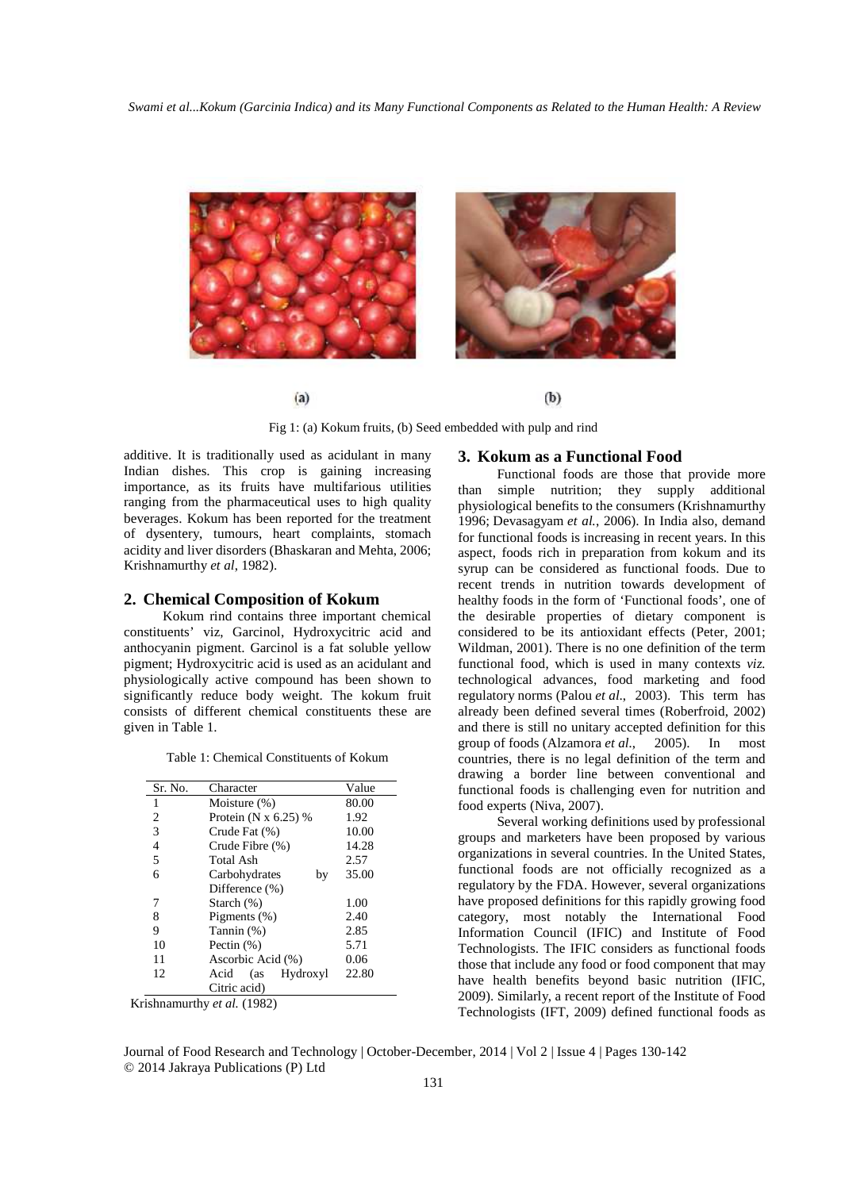Fig 1: (a) Kokum fruits, (b) Seed embedded with pulp and rind

additive. It is traditionally used as acidulant in many Indian dishes. This crop is gaining increasing importance, as its fruits have multifarious utilities ranging from the pharmaceutical uses to high quality beverages. Kokum has been reported for the treatment of dysentery, tumours, heart complaints, stomach acidity and liver disorders (Bhaskaran and Mehta, 2006; Krishnamurthy *et al*, 1982).

## 2. Chemical Composition of Kokum

Kokum rind contains three important chemical constituents' viz, Garcinol, Hydroxycitric acid and anthocyanin pigment. Garcinol is a fat soluble yellow pigment; Hydroxycitric acid is used as an acidulant and physiologically active compound has been shown to significantly reduce body weight. The kokum fruit consists of different chemical constituents these are given in Table 1.

Table 1: Chemical Constituents of Kokum

| Sr. No. | Character | Value |
|---|---|---|
| 1 | Moisture (%) | 80.00 |
| 2 | Protein (N x 6.25) % | 1.92 |
| 3 | Crude Fat (%) | 10.00 |
| 4 | Crude Fibre (%) | 14.28 |
| 5 | Total Ash | 2.57 |
| 6 | Carbohydrates by Difference (%) | 35.00 |
| 7 | Starch (%) | 1.00 |
| 8 | Pigments (%) | 2.40 |
| 9 | Tannin (%) | 2.85 |
| 10 | Pectin (%) | 5.71 |
| 11 | Ascorbic Acid (%) | 0.06 |
| 12 | Acid (as Hydroxyl Citric acid) | 22.80 |

Krishnamurthy *et al.* (1982)

## 3. Kokum as a Functional Food

Functional foods are those that provide more than simple nutrition; they supply additional physiological benefits to the consumers (Krishnamurthy 1996; Devasagyam *et al.*, 2006). In India also, demand for functional foods is increasing in recent years. In this aspect, foods rich in preparation from kokum and its syrup can be considered as functional foods. Due to recent trends in nutrition towards development of healthy foods in the form of 'Functional foods', one of the desirable properties of dietary component is considered to be its antioxidant effects (Peter, 2001; Wildman, 2001). There is no one definition of the term functional food, which is used in many contexts *viz.* technological advances, food marketing and food regulatory norms (Palou *et al.*, 2003). This term has already been defined several times (Roberfroid, 2002) and there is still no unitary accepted definition for this group of foods (Alzamora *et al.*, 2005). In most countries, there is no legal definition of the term and drawing a border line between conventional and functional foods is challenging even for nutrition and food experts (Niva, 2007).

Several working definitions used by professional groups and marketers have been proposed by various organizations in several countries. In the United States, functional foods are not officially recognized as a regulatory by the FDA. However, several organizations have proposed definitions for this rapidly growing food category, most notably the International Food Information Council (IFIC) and Institute of Food Technologists. The IFIC considers as functional foods those that include any food or food component that may have health benefits beyond basic nutrition (IFIC, 2009). Similarly, a recent report of the Institute of Food Technologists (IFT, 2009) defined functional foods as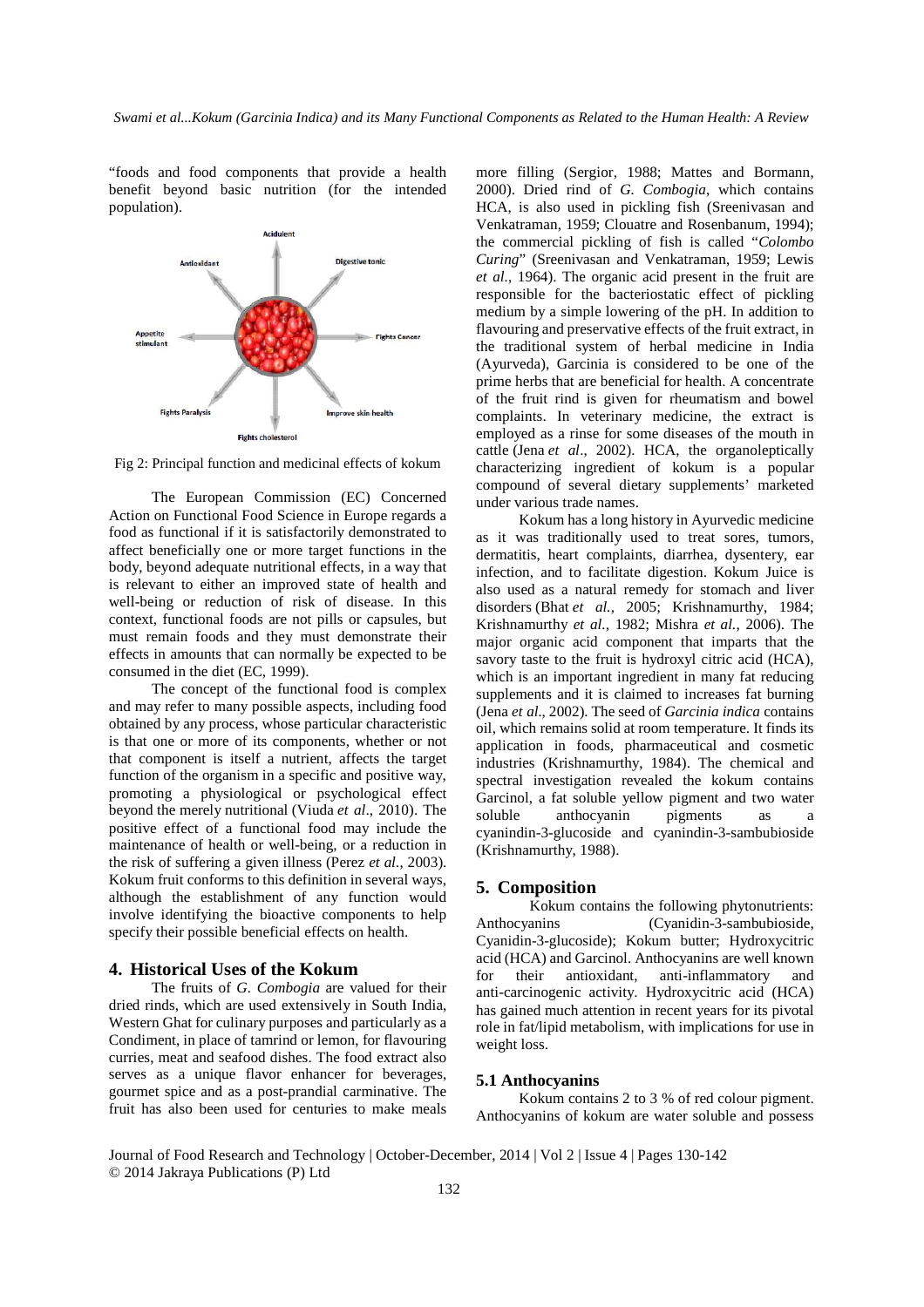"foods and food components that provide a health benefit beyond basic nutrition (for the intended population).

Fig 2: Principal function and medicinal effects of kokum

The European Commission (EC) Concerned Action on Functional Food Science in Europe regards a food as functional if it is satisfactorily demonstrated to affect beneficially one or more target functions in the body, beyond adequate nutritional effects, in a way that is relevant to either an improved state of health and well-being or reduction of risk of disease. In this context, functional foods are not pills or capsules, but must remain foods and they must demonstrate their effects in amounts that can normally be expected to be consumed in the diet (EC, 1999).

The concept of the functional food is complex and may refer to many possible aspects, including food obtained by any process, whose particular characteristic is that one or more of its components, whether or not that component is itself a nutrient, affects the target function of the organism in a specific and positive way, promoting a physiological or psychological effect beyond the merely nutritional (Viuda *et al*., 2010). The positive effect of a functional food may include the maintenance of health or well-being, or a reduction in the risk of suffering a given illness (Perez *et al*., 2003). Kokum fruit conforms to this definition in several ways, although the establishment of any function would involve identifying the bioactive components to help specify their possible beneficial effects on health.

## 4. Historical Uses of the Kokum

The fruits of *G. Combogia* are valued for their dried rinds, which are used extensively in South India, Western Ghat for culinary purposes and particularly as a Condiment, in place of tamrind or lemon, for flavouring curries, meat and seafood dishes. The food extract also serves as a unique flavor enhancer for beverages, gourmet spice and as a post-prandial carminative. The fruit has also been used for centuries to make meals more filling (Sergior, 1988; Mattes and Bormann, 2000). Dried rind of *G. Combogia*, which contains HCA, is also used in pickling fish (Sreenivasan and Venkatraman, 1959; Clouatre and Rosenbanum, 1994); the commercial pickling of fish is called "*Colombo Curing*" (Sreenivasan and Venkatraman, 1959; Lewis *et al*., 1964). The organic acid present in the fruit are responsible for the bacteriostatic effect of pickling medium by a simple lowering of the pH. In addition to flavouring and preservative effects of the fruit extract, in the traditional system of herbal medicine in India (Ayurveda), Garcinia is considered to be one of the prime herbs that are beneficial for health. A concentrate of the fruit rind is given for rheumatism and bowel complaints. In veterinary medicine, the extract is employed as a rinse for some diseases of the mouth in cattle (Jena *et al*., 2002). HCA, the organoleptically characterizing ingredient of kokum is a popular compound of several dietary supplements' marketed under various trade names.

Kokum has a long history in Ayurvedic medicine as it was traditionally used to treat sores, tumors, dermatitis, heart complaints, diarrhea, dysentery, ear infection, and to facilitate digestion. Kokum Juice is also used as a natural remedy for stomach and liver disorders (Bhat *et al.,* 2005; Krishnamurthy, 1984; Krishnamurthy *et al.,* 1982; Mishra *et al.,* 2006). The major organic acid component that imparts that the savory taste to the fruit is hydroxyl citric acid (HCA), which is an important ingredient in many fat reducing supplements and it is claimed to increases fat burning (Jena *et al*., 2002). The seed of *Garcinia indica* contains oil, which remains solid at room temperature. It finds its application in foods, pharmaceutical and cosmetic industries (Krishnamurthy, 1984). The chemical and spectral investigation revealed the kokum contains Garcinol, a fat soluble yellow pigment and two water soluble anthocyanin pigments as a cyanindin-3-glucoside and cyanindin-3-sambubioside (Krishnamurthy, 1988).

## 5. Composition

Kokum contains the following phytonutrients: Anthocyanins (Cyanidin-3-sambubioside, Cyanidin-3-glucoside); Kokum butter; Hydroxycitric acid (HCA) and Garcinol. Anthocyanins are well known for their antioxidant, anti-inflammatory and anti-carcinogenic activity. Hydroxycitric acid (HCA) has gained much attention in recent years for its pivotal role in fat/lipid metabolism, with implications for use in weight loss.

### 5.1 Anthocyanins

Kokum contains 2 to 3 % of red colour pigment. Anthocyanins of kokum are water soluble and possess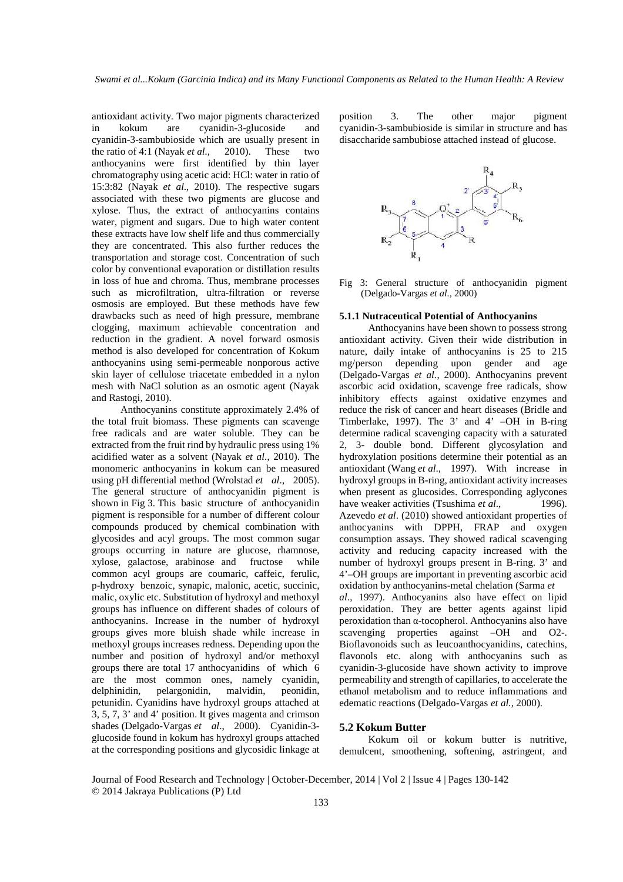antioxidant activity. Two major pigments characterized in kokum are cyanidin-3-glucoside and cyanidin-3-sambubioside which are usually present in the ratio of 4:1 (Nayak *et al.*, 2010). These two anthocyanins were first identified by thin layer chromatography using acetic acid: HCl: water in ratio of 15:3:82 (Nayak *et al*., 2010). The respective sugars associated with these two pigments are glucose and xylose. Thus, the extract of anthocyanins contains water, pigment and sugars. Due to high water content these extracts have low shelf life and thus commercially they are concentrated. This also further reduces the transportation and storage cost. Concentration of such color by conventional evaporation or distillation results in loss of hue and chroma. Thus, membrane processes such as microfiltration, ultra-filtration or reverse osmosis are employed. But these methods have few drawbacks such as need of high pressure, membrane clogging, maximum achievable concentration and reduction in the gradient. A novel forward osmosis method is also developed for concentration of Kokum anthocyanins using semi-permeable nonporous active skin layer of cellulose triacetate embedded in a nylon mesh with NaCl solution as an osmotic agent (Nayak and Rastogi, 2010).

Anthocyanins constitute approximately 2.4% of the total fruit biomass. These pigments can scavenge free radicals and are water soluble. They can be extracted from the fruit rind by hydraulic press using 1% acidified water as a solvent (Nayak *et al*., 2010). The monomeric anthocyanins in kokum can be measured using pH differential method (Wrolstad *et al*., 2005). The general structure of anthocyanidin pigment is shown in Fig 3. This basic structure of anthocyanidin pigment is responsible for a number of different colour compounds produced by chemical combination with glycosides and acyl groups. The most common sugar groups occurring in nature are glucose, rhamnose, xylose, galactose, arabinose and fructose while common acyl groups are coumaric, caffeic, ferulic, p-hydroxy benzoic, synapic, malonic, acetic, succinic, malic, oxylic etc. Substitution of hydroxyl and methoxyl groups has influence on different shades of colours of anthocyanins. Increase in the number of hydroxyl groups gives more bluish shade while increase in methoxyl groups increases redness. Depending upon the number and position of hydroxyl and/or methoxyl groups there are total 17 anthocyanidins of which 6 are the most common ones, namely cyanidin, delphinidin, pelargonidin, malvidin, peonidin, petunidin. Cyanidins have hydroxyl groups attached at 3, 5, 7, 3' and 4' position. It gives magenta and crimson shades (Delgado-Vargas *et al*., 2000). Cyanidin-3-glucoside found in kokum has hydroxyl groups attached at the corresponding positions and glycosidic linkage at position 3. The other major pigment cyanidin-3-sambubioside is similar in structure and has disaccharide sambubiose attached instead of glucose.

Fig 3: General structure of anthocyanidin pigment (Delgado-Vargas *et al.,* 2000)

#### 5.1.1 Nutraceutical Potential of Anthocyanins

Anthocyanins have been shown to possess strong antioxidant activity. Given their wide distribution in nature, daily intake of anthocyanins is 25 to 215 mg/person depending upon gender and age (Delgado-Vargas *et al.,* 2000). Anthocyanins prevent ascorbic acid oxidation, scavenge free radicals, show inhibitory effects against oxidative enzymes and reduce the risk of cancer and heart diseases (Bridle and Timberlake, 1997). The 3' and 4' –OH in B-ring determine radical scavenging capacity with a saturated 2, 3- double bond. Different glycosylation and hydroxylation positions determine their potential as an antioxidant (Wang *et al*., 1997). With increase in hydroxyl groups in B-ring, antioxidant activity increases when present as glucosides. Corresponding aglycones have weaker activities (Tsushima *et al*., 1996). Azevedo *et al*. (2010) showed antioxidant properties of anthocyanins with DPPH, FRAP and oxygen consumption assays. They showed radical scavenging activity and reducing capacity increased with the number of hydroxyl groups present in B-ring. 3' and 4'–OH groups are important in preventing ascorbic acid oxidation by anthocyanins-metal chelation (Sarma *et al*., 1997). Anthocyanins also have effect on lipid peroxidation. They are better agents against lipid peroxidation than α-tocopherol. Anthocyanins also have scavenging properties against –OH and $O2^{-}$. Bioflavonoids such as leucoanthocyanidins, catechins, flavonols etc. along with anthocyanins such as cyanidin-3-glucoside have shown activity to improve permeability and strength of capillaries, to accelerate the ethanol metabolism and to reduce inflammations and edematic reactions (Delgado-Vargas *et al.*, 2000).

### 5.2 Kokum Butter

Kokum oil or kokum butter is nutritive, demulcent, smoothening, softening, astringent, and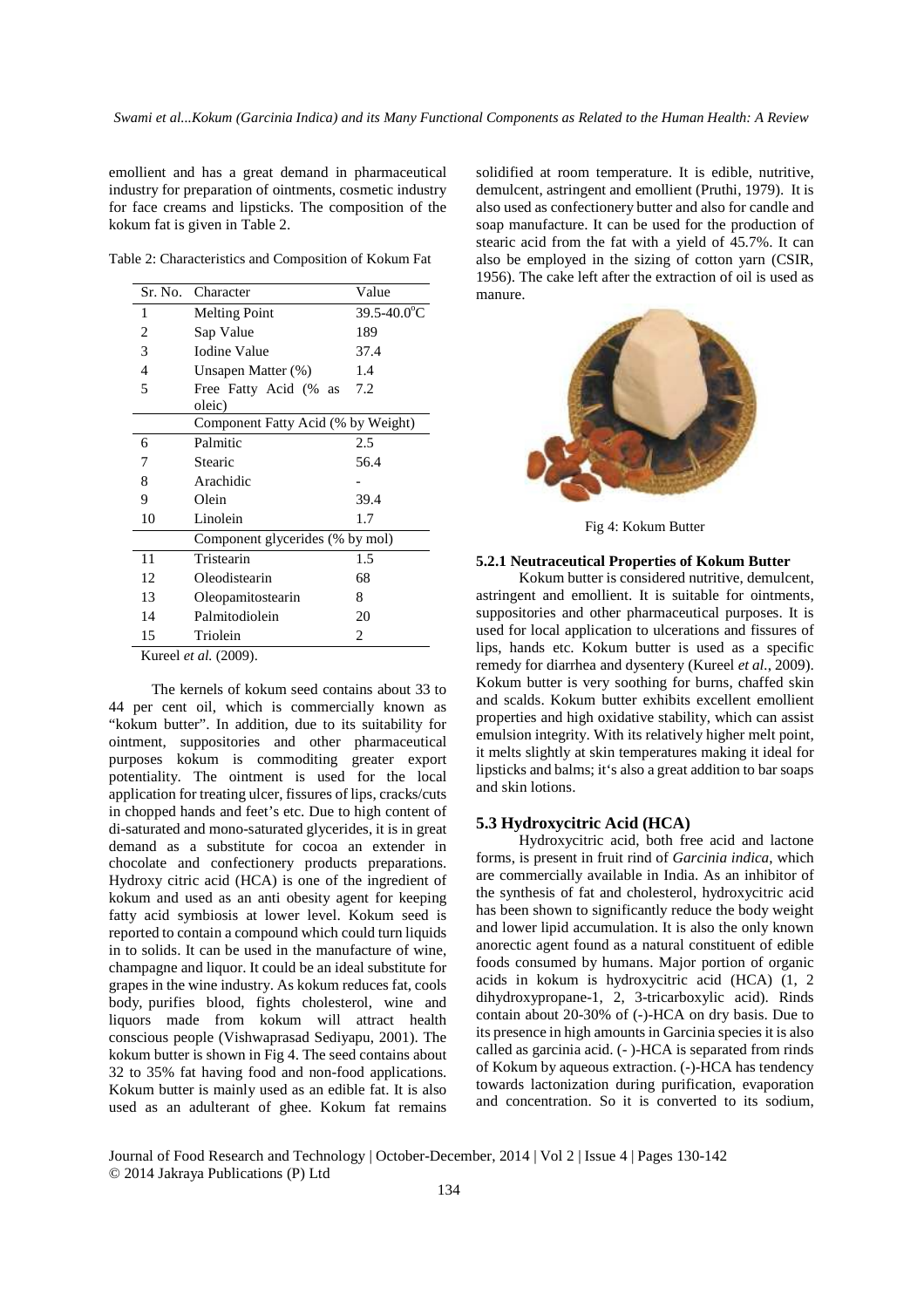emollient and has a great demand in pharmaceutical industry for preparation of ointments, cosmetic industry for face creams and lipsticks. The composition of the kokum fat is given in Table 2.

Table 2: Characteristics and Composition of Kokum Fat

| Sr. No. | Character | Value |
|---|---|---|
| 1 | Melting Point | 39.5-40.0°C |
| 2 | Sap Value | 189 |
| 3 | Iodine Value | 37.4 |
| 4 | Unsapen Matter (%) | 1.4 |
| 5 | Free Fatty Acid (% as oleic) | 7.2 |
| | Component Fatty Acid (% by Weight) | |
| 6 | Palmitic | 2.5 |
| 7 | Stearic | 56.4 |
| 8 | Arachidic | - |
| 9 | Olein | 39.4 |
| 10 | Linolein | 1.7 |
| | Component glycerides (% by mol) | |
| 11 | Tristearin | 1.5 |
| 12 | Oleodistearin | 68 |
| 13 | Oleopamitostearin | 8 |
| 14 | Palmitodiolein | 20 |
| 15 | Triolein | 2 |

Kureel *et al.* (2009).

The kernels of kokum seed contains about 33 to 44 per cent oil, which is commercially known as "kokum butter". In addition, due to its suitability for ointment, suppositories and other pharmaceutical purposes kokum is commoditing greater export potentiality. The ointment is used for the local application for treating ulcer, fissures of lips, cracks/cuts in chopped hands and feet's etc. Due to high content of di-saturated and mono-saturated glycerides, it is in great demand as a substitute for cocoa an extender in chocolate and confectionery products preparations. Hydroxy citric acid (HCA) is one of the ingredient of kokum and used as an anti obesity agent for keeping fatty acid symbiosis at lower level. Kokum seed is reported to contain a compound which could turn liquids in to solids. It can be used in the manufacture of wine, champagne and liquor. It could be an ideal substitute for grapes in the wine industry. As kokum reduces fat, cools body, purifies blood, fights cholesterol, wine and liquors made from kokum will attract health conscious people (Vishwaprasad Sediyapu, 2001). The kokum butter is shown in Fig 4. The seed contains about 32 to 35% fat having food and non-food applications. Kokum butter is mainly used as an edible fat. It is also used as an adulterant of ghee. Kokum fat remains solidified at room temperature. It is edible, nutritive, demulcent, astringent and emollient (Pruthi, 1979). It is also used as confectionery butter and also for candle and soap manufacture. It can be used for the production of stearic acid from the fat with a yield of 45.7%. It can also be employed in the sizing of cotton yarn (CSIR, 1956). The cake left after the extraction of oil is used as manure.

Fig 4: Kokum Butter

### 5.2.1 Neutraceutical Properties of Kokum Butter

Kokum butter is considered nutritive, demulcent, astringent and emollient. It is suitable for ointments, suppositories and other pharmaceutical purposes. It is used for local application to ulcerations and fissures of lips, hands etc. Kokum butter is used as a specific remedy for diarrhea and dysentery (Kureel *et al.*, 2009). Kokum butter is very soothing for burns, chaffed skin and scalds. Kokum butter exhibits excellent emollient properties and high oxidative stability, which can assist emulsion integrity. With its relatively higher melt point, it melts slightly at skin temperatures making it ideal for lipsticks and balms; it's also a great addition to bar soaps and skin lotions.

## 5.3 Hydroxycitric Acid (HCA)

Hydroxycitric acid, both free acid and lactone forms, is present in fruit rind of *Garcinia indica*, which are commercially available in India. As an inhibitor of the synthesis of fat and cholesterol, hydroxycitric acid has been shown to significantly reduce the body weight and lower lipid accumulation. It is also the only known anorectic agent found as a natural constituent of edible foods consumed by humans. Major portion of organic acids in kokum is hydroxycitric acid (HCA) (1, 2 dihydroxypropane-1, 2, 3-tricarboxylic acid). Rinds contain about 20-30% of (-)-HCA on dry basis. Due to its presence in high amounts in Garcinia species it is also called as garcinia acid. (- )-HCA is separated from rinds of Kokum by aqueous extraction. (-)-HCA has tendency towards lactonization during purification, evaporation and concentration. So it is converted to its sodium,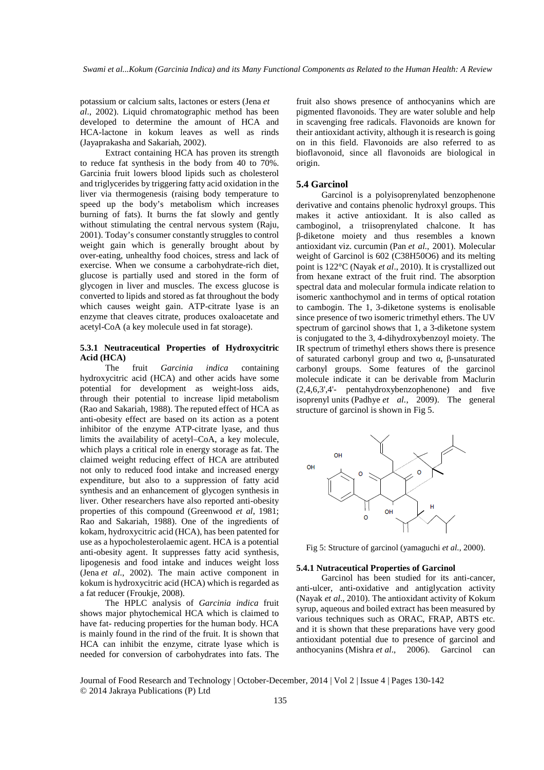potassium or calcium salts, lactones or esters (Jena *et al*., 2002). Liquid chromatographic method has been developed to determine the amount of HCA and HCA-lactone in kokum leaves as well as rinds (Jayaprakasha and Sakariah, 2002).

Extract containing HCA has proven its strength to reduce fat synthesis in the body from 40 to 70%. Garcinia fruit lowers blood lipids such as cholesterol and triglycerides by triggering fatty acid oxidation in the liver via thermogenesis (raising body temperature to speed up the body's metabolism which increases burning of fats). It burns the fat slowly and gently without stimulating the central nervous system (Raju, 2001). Today's consumer constantly struggles to control weight gain which is generally brought about by over-eating, unhealthy food choices, stress and lack of exercise. When we consume a carbohydrate-rich diet, glucose is partially used and stored in the form of glycogen in liver and muscles. The excess glucose is converted to lipids and stored as fat throughout the body which causes weight gain. ATP-citrate lyase is an enzyme that cleaves citrate, produces oxaloacetate and acetyl-CoA (a key molecule used in fat storage).

#### 5.3.1 Neutraceutical Properties of Hydroxycitric Acid (HCA)

The fruit *Garcinia indica* containing hydroxycitric acid (HCA) and other acids have some potential for development as weight-loss aids, through their potential to increase lipid metabolism (Rao and Sakariah, 1988). The reputed effect of HCA as anti-obesity effect are based on its action as a potent inhibitor of the enzyme ATP-citrate lyase, and thus limits the availability of acetyl–CoA, a key molecule, which plays a critical role in energy storage as fat. The claimed weight reducing effect of HCA are attributed not only to reduced food intake and increased energy expenditure, but also to a suppression of fatty acid synthesis and an enhancement of glycogen synthesis in liver. Other researchers have also reported anti-obesity properties of this compound (Greenwood *et al*, 1981; Rao and Sakariah, 1988). One of the ingredients of kokam, hydroxycitric acid (HCA), has been patented for use as a hypocholesterolaemic agent. HCA is a potential anti-obesity agent. It suppresses fatty acid synthesis, lipogenesis and food intake and induces weight loss (Jena *et al*., 2002). The main active component in kokum is hydroxycitric acid (HCA) which is regarded as a fat reducer (Froukje, 2008).

The HPLC analysis of *Garcinia indica* fruit shows major phytochemical HCA which is claimed to have fat- reducing properties for the human body. HCA is mainly found in the rind of the fruit. It is shown that HCA can inhibit the enzyme, citrate lyase which is needed for conversion of carbohydrates into fats. The fruit also shows presence of anthocyanins which are pigmented flavonoids. They are water soluble and help in scavenging free radicals. Flavonoids are known for their antioxidant activity, although it is research is going on in this field. Flavonoids are also referred to as bioflavonoid, since all flavonoids are biological in origin.

### 5.4 Garcinol

Garcinol is a polyisoprenylated benzophenone derivative and contains phenolic hydroxyl groups. This makes it active antioxidant. It is also called as camboginol, a triisoprenylated chalcone. It has β-diketone moiety and thus resembles a known antioxidant viz. curcumin (Pan *et al*., 2001). Molecular weight of Garcinol is 602 ($C_{38}H_{50}O_6$) and its melting point is 122°C (Nayak *et al*., 2010). It is crystallized out from hexane extract of the fruit rind. The absorption spectral data and molecular formula indicate relation to isomeric xanthochymol and in terms of optical rotation to cambogin. The 1, 3-diketone systems is enolisable since presence of two isomeric trimethyl ethers. The UV spectrum of garcinol shows that 1, a 3-diketone system is conjugated to the 3, 4-dihydroxybenzoyl moiety. The IR spectrum of trimethyl ethers shows there is presence of saturated carbonyl group and two α, β-unsaturated carbonyl groups. Some features of the garcinol molecule indicate it can be derivable from Maclurin (2,4,6,3',4'- pentahydroxybenzophenone) and five isoprenyl units (Padhye *et al.*, 2009). The general structure of garcinol is shown in Fig 5.

Fig 5: Structure of garcinol (yamaguchi *et al.,* 2000).

#### 5.4.1 Nutraceutical Properties of Garcinol

Garcinol has been studied for its anti-cancer, anti-ulcer, anti-oxidative and antiglycation activity (Nayak *et al.,* 2010). The antioxidant activity of Kokum syrup, aqueous and boiled extract has been measured by various techniques such as ORAC, FRAP, ABTS etc. and it is shown that these preparations have very good antioxidant potential due to presence of garcinol and anthocyanins (Mishra *et al*., 2006). Garcinol can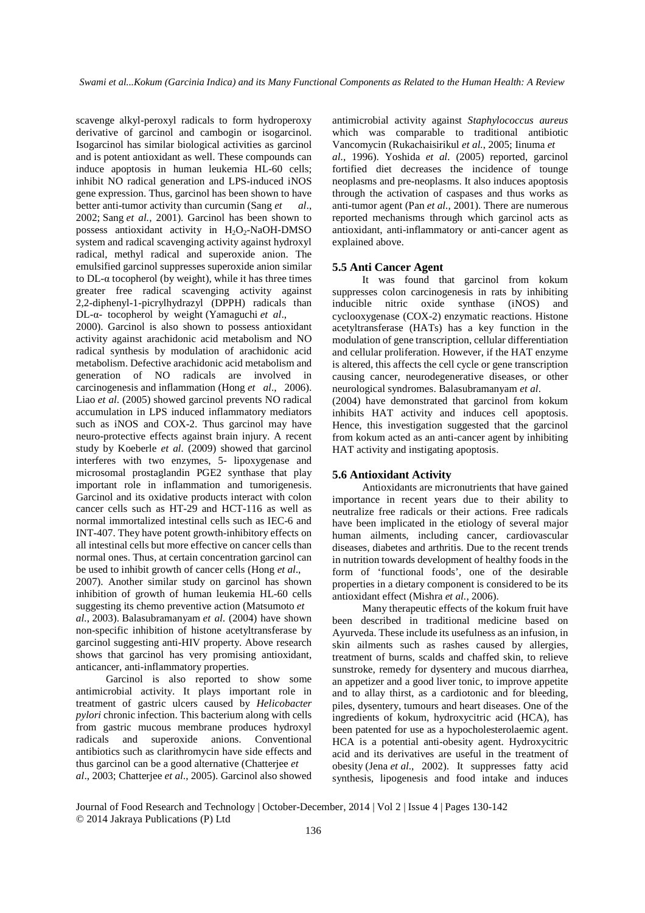scavenge alkyl-peroxyl radicals to form hydroperoxy derivative of garcinol and cambogin or isogarcinol. Isogarcinol has similar biological activities as garcinol and is potent antioxidant as well. These compounds can induce apoptosis in human leukemia HL-60 cells; inhibit NO radical generation and LPS-induced iNOS gene expression. Thus, garcinol has been shown to have better anti-tumor activity than curcumin (Sang *et al*., 2002; Sang *et al.*, 2001). Garcinol has been shown to possess antioxidant activity in $H_2O_2$-NaOH-DMSO system and radical scavenging activity against hydroxyl radical, methyl radical and superoxide anion. The emulsified garcinol suppresses superoxide anion similar to DL-α tocopherol (by weight), while it has three times greater free radical scavenging activity against 2,2-diphenyl-1-picrylhydrazyl (DPPH) radicals than DL-α- tocopherol by weight (Yamaguchi *et al*., 2000). Garcinol is also shown to possess antioxidant activity against arachidonic acid metabolism and NO radical synthesis by modulation of arachidonic acid metabolism. Defective arachidonic acid metabolism and generation of NO radicals are involved in carcinogenesis and inflammation (Hong *et al*., 2006). Liao *et al*. (2005) showed garcinol prevents NO radical accumulation in LPS induced inflammatory mediators such as iNOS and COX-2. Thus garcinol may have neuro-protective effects against brain injury. A recent study by Koeberle *et al*. (2009) showed that garcinol interferes with two enzymes, 5- lipoxygenase and microsomal prostaglandin PGE2 synthase that play important role in inflammation and tumorigenesis. Garcinol and its oxidative products interact with colon cancer cells such as HT-29 and HCT-116 as well as normal immortalized intestinal cells such as IEC-6 and INT-407. They have potent growth-inhibitory effects on all intestinal cells but more effective on cancer cells than normal ones. Thus, at certain concentration garcinol can be used to inhibit growth of cancer cells (Hong *et al*., 2007). Another similar study on garcinol has shown inhibition of growth of human leukemia HL-60 cells suggesting its chemo preventive action (Matsumoto *et al.*, 2003). Balasubramanyam *et al*. (2004) have shown non-specific inhibition of histone acetyltransferase by garcinol suggesting anti-HIV property. Above research shows that garcinol has very promising antioxidant, anticancer, anti-inflammatory properties.

Garcinol is also reported to show some antimicrobial activity. It plays important role in treatment of gastric ulcers caused by *Helicobacter pylori* chronic infection. This bacterium along with cells from gastric mucous membrane produces hydroxyl radicals and superoxide anions. Conventional antibiotics such as clarithromycin have side effects and thus garcinol can be a good alternative (Chatterjee *et al*., 2003; Chatterjee *et al*., 2005). Garcinol also showed antimicrobial activity against *Staphylococcus aureus* which was comparable to traditional antibiotic Vancomycin (Rukachaisirikul *et al.*, 2005; Iinuma *et al*., 1996). Yoshida *et al*. (2005) reported, garcinol fortified diet decreases the incidence of tounge neoplasms and pre-neoplasms. It also induces apoptosis through the activation of caspases and thus works as anti-tumor agent (Pan *et al.*, 2001). There are numerous reported mechanisms through which garcinol acts as antioxidant, anti-inflammatory or anti-cancer agent as explained above.

### 5.5 Anti Cancer Agent

It was found that garcinol from kokum suppresses colon carcinogenesis in rats by inhibiting inducible nitric oxide synthase (iNOS) and cyclooxygenase (COX-2) enzymatic reactions. Histone acetyltransferase (HATs) has a key function in the modulation of gene transcription, cellular differentiation and cellular proliferation. However, if the HAT enzyme is altered, this affects the cell cycle or gene transcription causing cancer, neurodegenerative diseases, or other neurological syndromes. Balasubramanyam *et al*. (2004) have demonstrated that garcinol from kokum inhibits HAT activity and induces cell apoptosis. Hence, this investigation suggested that the garcinol from kokum acted as an anti-cancer agent by inhibiting HAT activity and instigating apoptosis.

### 5.6 Antioxidant Activity

Antioxidants are micronutrients that have gained importance in recent years due to their ability to neutralize free radicals or their actions. Free radicals have been implicated in the etiology of several major human ailments, including cancer, cardiovascular diseases, diabetes and arthritis. Due to the recent trends in nutrition towards development of healthy foods in the form of 'functional foods', one of the desirable properties in a dietary component is considered to be its antioxidant effect (Mishra *et al.*, 2006).

Many therapeutic effects of the kokum fruit have been described in traditional medicine based on Ayurveda. These include its usefulness as an infusion, in skin ailments such as rashes caused by allergies, treatment of burns, scalds and chaffed skin, to relieve sunstroke, remedy for dysentery and mucous diarrhea, an appetizer and a good liver tonic, to improve appetite and to allay thirst, as a cardiotonic and for bleeding, piles, dysentery, tumours and heart diseases. One of the ingredients of kokum, hydroxycitric acid (HCA), has been patented for use as a hypocholesterolaemic agent. HCA is a potential anti-obesity agent. Hydroxycitric acid and its derivatives are useful in the treatment of obesity (Jena *et al*., 2002). It suppresses fatty acid synthesis, lipogenesis and food intake and induces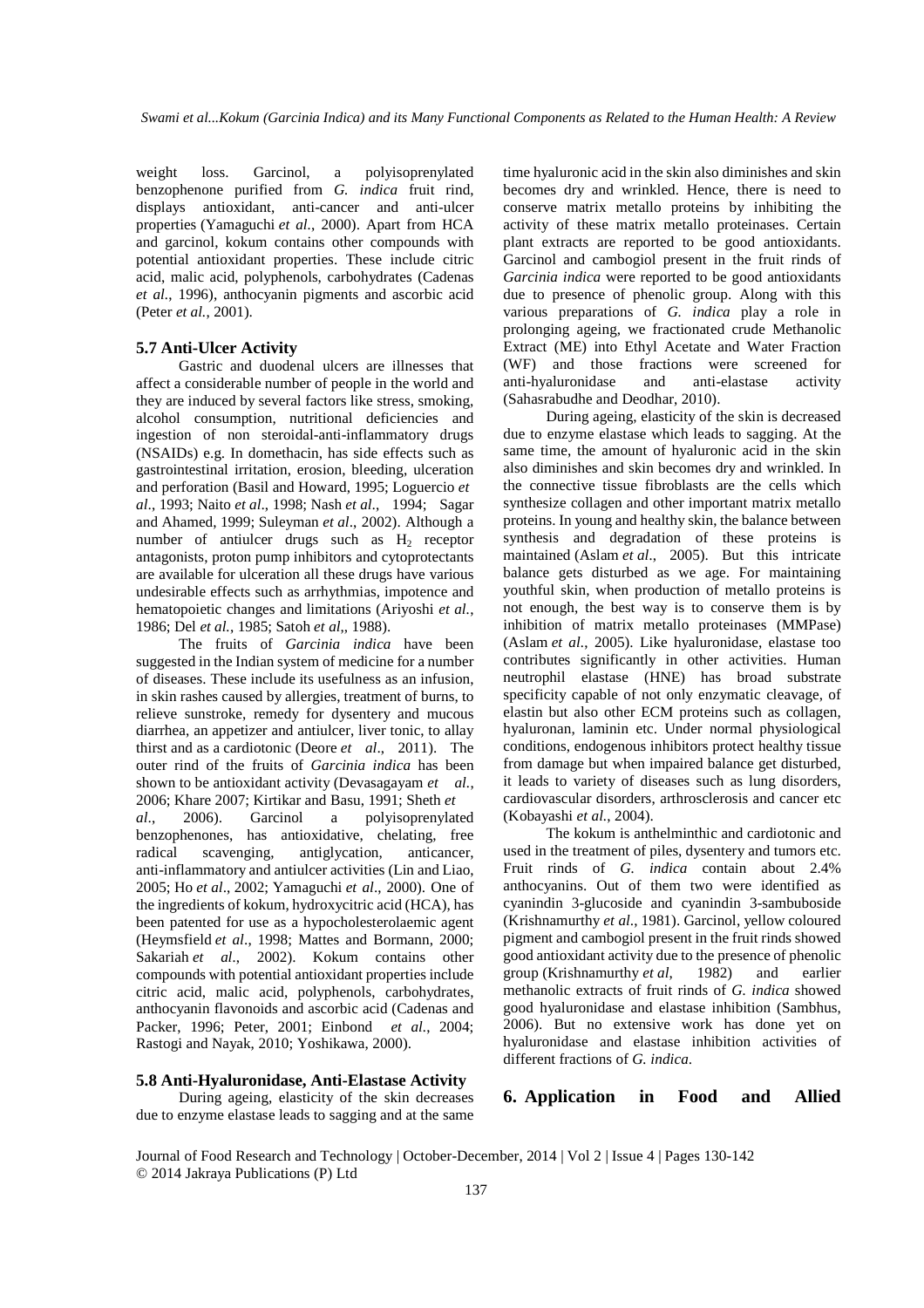weight loss. Garcinol, a polyisoprenylated benzophenone purified from *G. indica* fruit rind, displays antioxidant, anti-cancer and anti-ulcer properties (Yamaguchi *et al.*, 2000). Apart from HCA and garcinol, kokum contains other compounds with potential antioxidant properties. These include citric acid, malic acid, polyphenols, carbohydrates (Cadenas *et al.*, 1996), anthocyanin pigments and ascorbic acid (Peter *et al.*, 2001).

### 5.7 Anti-Ulcer Activity

Gastric and duodenal ulcers are illnesses that affect a considerable number of people in the world and they are induced by several factors like stress, smoking, alcohol consumption, nutritional deficiencies and ingestion of non steroidal-anti-inflammatory drugs (NSAIDs) e.g. In domethacin, has side effects such as gastrointestinal irritation, erosion, bleeding, ulceration and perforation (Basil and Howard, 1995; Loguercio *et al*., 1993; Naito *et al*., 1998; Nash *et al*., 1994; Sagar and Ahamed, 1999; Suleyman *et al*., 2002). Although a number of antiulcer drugs such as $H_2$ receptor antagonists, proton pump inhibitors and cytoprotectants are available for ulceration all these drugs have various undesirable effects such as arrhythmias, impotence and hematopoietic changes and limitations (Ariyoshi *et al.*, 1986; Del *et al.*, 1985; Satoh *et al*,, 1988).

The fruits of *Garcinia indica* have been suggested in the Indian system of medicine for a number of diseases. These include its usefulness as an infusion, in skin rashes caused by allergies, treatment of burns, to relieve sunstroke, remedy for dysentery and mucous diarrhea, an appetizer and antiulcer, liver tonic, to allay thirst and as a cardiotonic (Deore *et al*., 2011). The outer rind of the fruits of *Garcinia indica* has been shown to be antioxidant activity (Devasagayam *et al.*, 2006; Khare 2007; Kirtikar and Basu, 1991; Sheth *et al*., 2006). Garcinol a polyisoprenylated benzophenones, has antioxidative, chelating, free radical scavenging, antiglycation, anticancer, anti-inflammatory and antiulcer activities (Lin and Liao, 2005; Ho *et al*., 2002; Yamaguchi *et al*., 2000). One of the ingredients of kokum, hydroxycitric acid (HCA), has been patented for use as a hypocholesterolaemic agent (Heymsfield *et al*., 1998; Mattes and Bormann, 2000; Sakariah *et al*., 2002). Kokum contains other compounds with potential antioxidant properties include citric acid, malic acid, polyphenols, carbohydrates, anthocyanin flavonoids and ascorbic acid (Cadenas and Packer, 1996; Peter, 2001; Einbond *et al*., 2004; Rastogi and Nayak, 2010; Yoshikawa, 2000).

### 5.8 Anti-Hyaluronidase, Anti-Elastase Activity

During ageing, elasticity of the skin decreases due to enzyme elastase leads to sagging and at the same time hyaluronic acid in the skin also diminishes and skin becomes dry and wrinkled. Hence, there is need to conserve matrix metallo proteins by inhibiting the activity of these matrix metallo proteinases. Certain plant extracts are reported to be good antioxidants. Garcinol and cambogiol present in the fruit rinds of *Garcinia indica* were reported to be good antioxidants due to presence of phenolic group. Along with this various preparations of *G. indica* play a role in prolonging ageing, we fractionated crude Methanolic Extract (ME) into Ethyl Acetate and Water Fraction (WF) and those fractions were screened for anti-hyaluronidase and anti-elastase activity (Sahasrabudhe and Deodhar, 2010).

During ageing, elasticity of the skin is decreased due to enzyme elastase which leads to sagging. At the same time, the amount of hyaluronic acid in the skin also diminishes and skin becomes dry and wrinkled. In the connective tissue fibroblasts are the cells which synthesize collagen and other important matrix metallo proteins. In young and healthy skin, the balance between synthesis and degradation of these proteins is maintained (Aslam *et al*., 2005). But this intricate balance gets disturbed as we age. For maintaining youthful skin, when production of metallo proteins is not enough, the best way is to conserve them is by inhibition of matrix metallo proteinases (MMPase) (Aslam *et al*., 2005). Like hyaluronidase, elastase too contributes significantly in other activities. Human neutrophil elastase (HNE) has broad substrate specificity capable of not only enzymatic cleavage, of elastin but also other ECM proteins such as collagen, hyaluronan, laminin etc. Under normal physiological conditions, endogenous inhibitors protect healthy tissue from damage but when impaired balance get disturbed, it leads to variety of diseases such as lung disorders, cardiovascular disorders, arthrosclerosis and cancer etc (Kobayashi *et al.*, 2004).

The kokum is anthelminthic and cardiotonic and used in the treatment of piles, dysentery and tumors etc. Fruit rinds of *G. indica* contain about 2.4% anthocyanins. Out of them two were identified as cyanindin 3-glucoside and cyanindin 3-sambuboside (Krishnamurthy *et al*., 1981). Garcinol, yellow coloured pigment and cambogiol present in the fruit rinds showed good antioxidant activity due to the presence of phenolic group (Krishnamurthy *et al*, 1982) and earlier methanolic extracts of fruit rinds of *G. indica* showed good hyaluronidase and elastase inhibition (Sambhus, 2006). But no extensive work has done yet on hyaluronidase and elastase inhibition activities of different fractions of *G. indica*.

## 6. Application in Food and Allied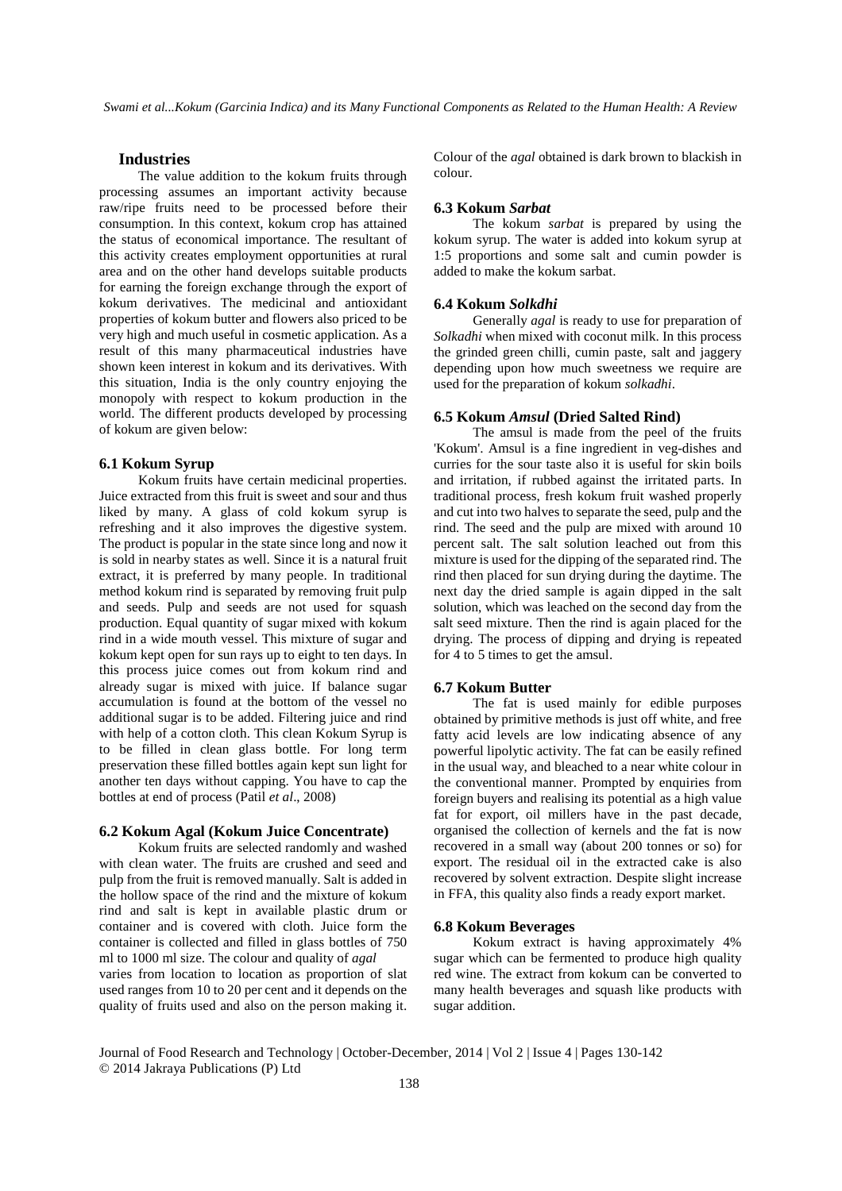## Industries

The value addition to the kokum fruits through processing assumes an important activity because raw/ripe fruits need to be processed before their consumption. In this context, kokum crop has attained the status of economical importance. The resultant of this activity creates employment opportunities at rural area and on the other hand develops suitable products for earning the foreign exchange through the export of kokum derivatives. The medicinal and antioxidant properties of kokum butter and flowers also priced to be very high and much useful in cosmetic application. As a result of this many pharmaceutical industries have shown keen interest in kokum and its derivatives. With this situation, India is the only country enjoying the monopoly with respect to kokum production in the world. The different products developed by processing of kokum are given below:

### 6.1 Kokum Syrup

Kokum fruits have certain medicinal properties. Juice extracted from this fruit is sweet and sour and thus liked by many. A glass of cold kokum syrup is refreshing and it also improves the digestive system. The product is popular in the state since long and now it is sold in nearby states as well. Since it is a natural fruit extract, it is preferred by many people. In traditional method kokum rind is separated by removing fruit pulp and seeds. Pulp and seeds are not used for squash production. Equal quantity of sugar mixed with kokum rind in a wide mouth vessel. This mixture of sugar and kokum kept open for sun rays up to eight to ten days. In this process juice comes out from kokum rind and already sugar is mixed with juice. If balance sugar accumulation is found at the bottom of the vessel no additional sugar is to be added. Filtering juice and rind with help of a cotton cloth. This clean Kokum Syrup is to be filled in clean glass bottle. For long term preservation these filled bottles again kept sun light for another ten days without capping. You have to cap the bottles at end of process (Patil *et al*., 2008)

### 6.2 Kokum Agal (Kokum Juice Concentrate)

Kokum fruits are selected randomly and washed with clean water. The fruits are crushed and seed and pulp from the fruit is removed manually. Salt is added in the hollow space of the rind and the mixture of kokum rind and salt is kept in available plastic drum or container and is covered with cloth. Juice form the container is collected and filled in glass bottles of 750 ml to 1000 ml size. The colour and quality of *agal* varies from location to location as proportion of slat used ranges from 10 to 20 per cent and it depends on the quality of fruits used and also on the person making it. Colour of the *agal* obtained is dark brown to blackish in colour.

### 6.3 Kokum *Sarbat*

The kokum *sarbat* is prepared by using the kokum syrup. The water is added into kokum syrup at 1:5 proportions and some salt and cumin powder is added to make the kokum sarbat.

### 6.4 Kokum *Solkdhi*

Generally *agal* is ready to use for preparation of *Solkadhi* when mixed with coconut milk. In this process the grinded green chilli, cumin paste, salt and jaggery depending upon how much sweetness we require are used for the preparation of kokum *solkadhi*.

### 6.5 Kokum *Amsul* (Dried Salted Rind)

The amsul is made from the peel of the fruits 'Kokum'. Amsul is a fine ingredient in veg-dishes and curries for the sour taste also it is useful for skin boils and irritation, if rubbed against the irritated parts. In traditional process, fresh kokum fruit washed properly and cut into two halves to separate the seed, pulp and the rind. The seed and the pulp are mixed with around 10 percent salt. The salt solution leached out from this mixture is used for the dipping of the separated rind. The rind then placed for sun drying during the daytime. The next day the dried sample is again dipped in the salt solution, which was leached on the second day from the salt seed mixture. Then the rind is again placed for the drying. The process of dipping and drying is repeated for 4 to 5 times to get the amsul.

### 6.7 Kokum Butter

The fat is used mainly for edible purposes obtained by primitive methods is just off white, and free fatty acid levels are low indicating absence of any powerful lipolytic activity. The fat can be easily refined in the usual way, and bleached to a near white colour in the conventional manner. Prompted by enquiries from foreign buyers and realising its potential as a high value fat for export, oil millers have in the past decade, organised the collection of kernels and the fat is now recovered in a small way (about 200 tonnes or so) for export. The residual oil in the extracted cake is also recovered by solvent extraction. Despite slight increase in FFA, this quality also finds a ready export market.

### 6.8 Kokum Beverages

Kokum extract is having approximately 4% sugar which can be fermented to produce high quality red wine. The extract from kokum can be converted to many health beverages and squash like products with sugar addition.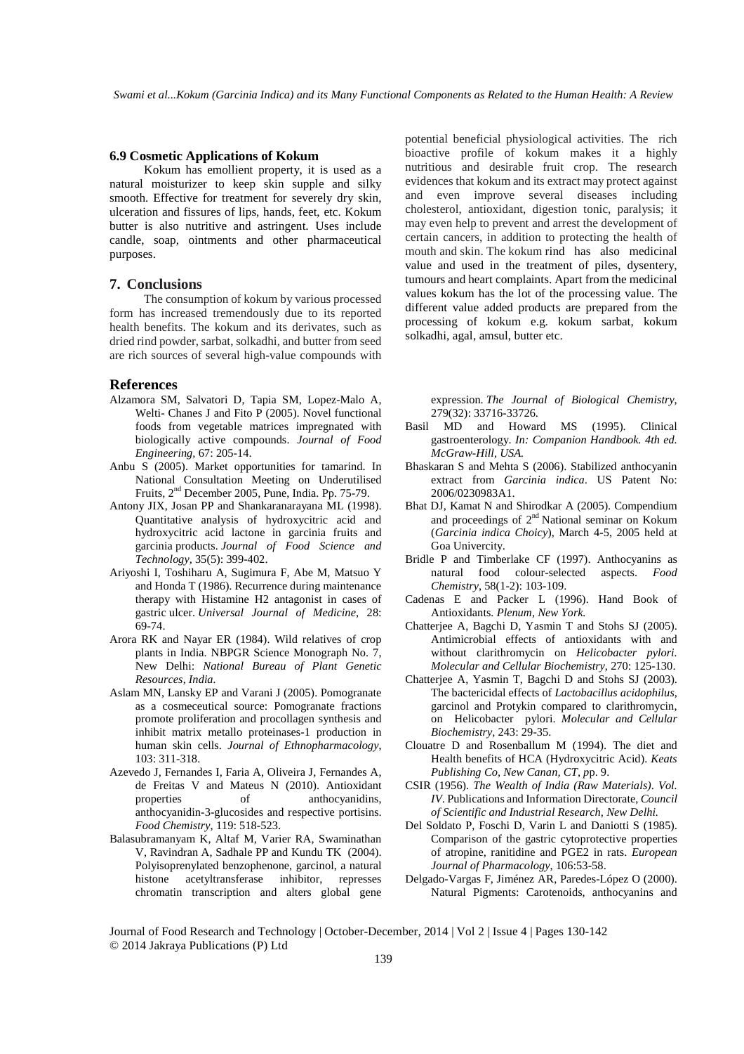### 6.9 Cosmetic Applications of Kokum

Kokum has emollient property, it is used as a natural moisturizer to keep skin supple and silky smooth. Effective for treatment for severely dry skin, ulceration and fissures of lips, hands, feet, etc. Kokum butter is also nutritive and astringent. Uses include candle, soap, ointments and other pharmaceutical purposes.

## 7. Conclusions

The consumption of kokum by various processed form has increased tremendously due to its reported health benefits. The kokum and its derivates, such as dried rind powder, sarbat, solkadhi, and butter from seed are rich sources of several high-value compounds with potential beneficial physiological activities. The rich bioactive profile of kokum makes it a highly nutritious and desirable fruit crop. The research evidences that kokum and its extract may protect against and even improve several diseases including cholesterol, antioxidant, digestion tonic, paralysis; it may even help to prevent and arrest the development of certain cancers, in addition to protecting the health of mouth and skin. The kokum rind has also medicinal value and used in the treatment of piles, dysentery, tumours and heart complaints. Apart from the medicinal values kokum has the lot of the processing value. The different value added products are prepared from the processing of kokum e.g. kokum sarbat, kokum solkadhi, agal, amsul, butter etc.

## References

Alzamora SM, Salvatori D, Tapia SM, Lopez-Malo A, Welti- Chanes J and Fito P (2005). Novel functional foods from vegetable matrices impregnated with biologically active compounds. *Journal of Food Engineering*, 67: 205-14.

Anbu S (2005). Market opportunities for tamarind. In National Consultation Meeting on Underutilised Fruits, 2nd December 2005, Pune, India. Pp. 75-79.

Antony JIX, Josan PP and Shankaranarayana ML (1998). Quantitative analysis of hydroxycitric acid and hydroxycitric acid lactone in garcinia fruits and garcinia products. *Journal of Food Science and Technology*, 35(5): 399-402.

Ariyoshi I, Toshiharu A, Sugimura F, Abe M, Matsuo Y and Honda T (1986). Recurrence during maintenance therapy with Histamine H2 antagonist in cases of gastric ulcer. *Universal Journal of Medicine*, 28: 69-74.

Arora RK and Nayar ER (1984). Wild relatives of crop plants in India. NBPGR Science Monograph No. 7, New Delhi: *National Bureau of Plant Genetic Resources, India.*

Aslam MN, Lansky EP and Varani J (2005). Pomogranate as a cosmeceutical source: Pomogranate fractions promote proliferation and procollagen synthesis and inhibit matrix metallo proteinases-1 production in human skin cells. *Journal of Ethnopharmacology*, 103: 311-318.

Azevedo J, Fernandes I, Faria A, Oliveira J, Fernandes A, de Freitas V and Mateus N (2010). Antioxidant properties of anthocyanidins, anthocyanidin-3-glucosides and respective portisins. *Food Chemistry*, 119: 518-523.

Balasubramanyam K, Altaf M, Varier RA, Swaminathan V, Ravindran A, Sadhale PP and Kundu TK (2004). Polyisoprenylated benzophenone, garcinol, a natural histone acetyltransferase inhibitor, represses chromatin transcription and alters global gene expression. *The Journal of Biological Chemistry*, 279(32): 33716-33726.

Basil MD and Howard MS (1995). Clinical gastroenterology. *In: Companion Handbook. 4th ed. McGraw-Hill, USA.*

Bhaskaran S and Mehta S (2006). Stabilized anthocyanin extract from *Garcinia indica*. US Patent No: 2006/0230983A1.

Bhat DJ, Kamat N and Shirodkar A (2005). Compendium and proceedings of 2nd National seminar on Kokum (*Garcinia indica Choicy*), March 4-5, 2005 held at Goa Univercity.

Bridle P and Timberlake CF (1997). Anthocyanins as natural food colour-selected aspects. *Food Chemistry*, 58(1-2): 103-109.

Cadenas E and Packer L (1996). Hand Book of Antioxidants. *Plenum, New York.*

Chatterjee A, Bagchi D, Yasmin T and Stohs SJ (2005). Antimicrobial effects of antioxidants with and without clarithromycin on *Helicobacter pylori. Molecular and Cellular Biochemistry*, 270: 125-130.

Chatterjee A, Yasmin T, Bagchi D and Stohs SJ (2003). The bactericidal effects of *Lactobacillus acidophilus*, garcinol and Protykin compared to clarithromycin, on Helicobacter pylori. *Molecular and Cellular Biochemistry*, 243: 29-35.

Clouatre D and Rosenballum M (1994). The diet and Health benefits of HCA (Hydroxycitric Acid). *Keats Publishing Co, New Canan, CT*, pp. 9.

CSIR (1956). *The Wealth of India (Raw Materials). Vol. IV.* Publications and Information Directorate, *Council of Scientific and Industrial Research, New Delhi.*

Del Soldato P, Foschi D, Varin L and Daniotti S (1985). Comparison of the gastric cytoprotective properties of atropine, ranitidine and PGE2 in rats. *European Journal of Pharmacology*, 106:53-58.

Delgado-Vargas F, Jiménez AR, Paredes-López O (2000). Natural Pigments: Carotenoids, anthocyanins and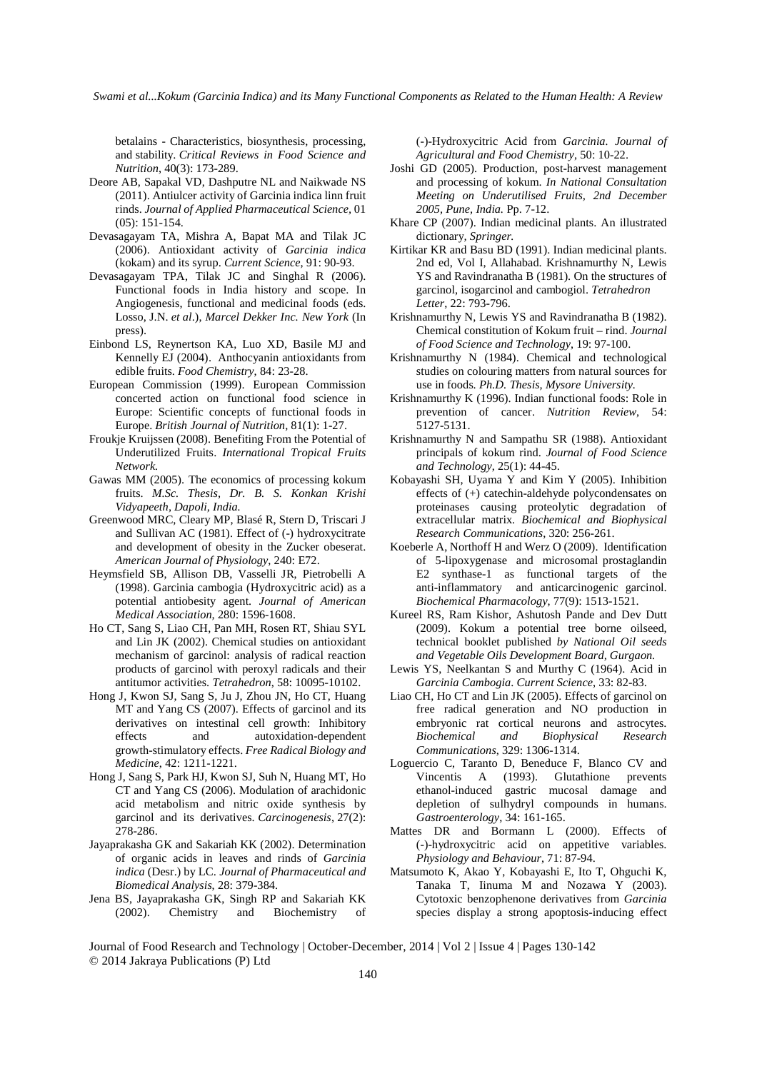betalains - Characteristics, biosynthesis, processing, and stability. *Critical Reviews in Food Science and Nutrition*, 40(3): 173-289.

Deore AB, Sapakal VD, Dashputre NL and Naikwade NS (2011). Antiulcer activity of Garcinia indica linn fruit rinds. *Journal of Applied Pharmaceutical Science*, 01 (05): 151-154.

Devasagayam TA, Mishra A, Bapat MA and Tilak JC (2006). Antioxidant activity of *Garcinia indica* (kokam) and its syrup. *Current Science*, 91: 90-93.

Devasagayam TPA, Tilak JC and Singhal R (2006). Functional foods in India history and scope. In Angiogenesis, functional and medicinal foods (eds. Losso, J.N. *et al*.), *Marcel Dekker Inc. New York* (In press).

Einbond LS, Reynertson KA, Luo XD, Basile MJ and Kennelly EJ (2004). Anthocyanin antioxidants from edible fruits. *Food Chemistry*, 84: 23-28.

European Commission (1999). European Commission concerted action on functional food science in Europe: Scientific concepts of functional foods in Europe. *British Journal of Nutrition*, 81(1): 1-27.

Froukje Kruijssen (2008). Benefiting From the Potential of Underutilized Fruits. *International Tropical Fruits Network.*

Gawas MM (2005). The economics of processing kokum fruits. *M.Sc. Thesis, Dr. B. S. Konkan Krishi Vidyapeeth, Dapoli, India.*

Greenwood MRC, Cleary MP, Blasé R, Stern D, Triscari J and Sullivan AC (1981). Effect of (-) hydroxycitrate and development of obesity in the Zucker obeserat. *American Journal of Physiology*, 240: E72.

Heymsfield SB, Allison DB, Vasselli JR, Pietrobelli A (1998). Garcinia cambogia (Hydroxycitric acid) as a potential antiobesity agent. *Journal of American Medical Association*, 280: 1596-1608.

Ho CT, Sang S, Liao CH, Pan MH, Rosen RT, Shiau SYL and Lin JK (2002). Chemical studies on antioxidant mechanism of garcinol: analysis of radical reaction products of garcinol with peroxyl radicals and their antitumor activities. *Tetrahedron*, 58: 10095-10102.

Hong J, Kwon SJ, Sang S, Ju J, Zhou JN, Ho CT, Huang MT and Yang CS (2007). Effects of garcinol and its derivatives on intestinal cell growth: Inhibitory effects and autoxidation-dependent growth-stimulatory effects. *Free Radical Biology and Medicine*, 42: 1211-1221.

Hong J, Sang S, Park HJ, Kwon SJ, Suh N, Huang MT, Ho CT and Yang CS (2006). Modulation of arachidonic acid metabolism and nitric oxide synthesis by garcinol and its derivatives. *Carcinogenesis*, 27(2): 278-286.

Jayaprakasha GK and Sakariah KK (2002). Determination of organic acids in leaves and rinds of *Garcinia indica* (Desr.) by LC. *Journal of Pharmaceutical and Biomedical Analysis*, 28: 379-384.

Jena BS, Jayaprakasha GK, Singh RP and Sakariah KK (2002). Chemistry and Biochemistry of (-)-Hydroxycitric Acid from *Garcinia*. *Journal of Agricultural and Food Chemistry*, 50: 10-22.

Joshi GD (2005). Production, post-harvest management and processing of kokum. *In National Consultation Meeting on Underutilised Fruits, 2nd December 2005, Pune, India.* Pp. 7-12.

Khare CP (2007). Indian medicinal plants. An illustrated dictionary, *Springer.*

Kirtikar KR and Basu BD (1991). Indian medicinal plants. 2nd ed, Vol I, Allahabad. Krishnamurthy N, Lewis YS and Ravindranatha B (1981). On the structures of garcinol, isogarcinol and cambogiol. *Tetrahedron Letter*, 22: 793-796.

Krishnamurthy N, Lewis YS and Ravindranatha B (1982). Chemical constitution of Kokum fruit – rind. *Journal of Food Science and Technology*, 19: 97-100.

Krishnamurthy N (1984). Chemical and technological studies on colouring matters from natural sources for use in foods. *Ph.D. Thesis, Mysore University.*

Krishnamurthy K (1996). Indian functional foods: Role in prevention of cancer. *Nutrition Review*, 54: 5127-5131.

Krishnamurthy N and Sampathu SR (1988). Antioxidant principals of kokum rind. *Journal of Food Science and Technology*, 25(1): 44-45.

Kobayashi SH, Uyama Y and Kim Y (2005). Inhibition effects of (+) catechin-aldehyde polycondensates on proteinases causing proteolytic degradation of extracellular matrix. *Biochemical and Biophysical Research Communications*, 320: 256-261.

Koeberle A, Northoff H and Werz O (2009). Identification of 5-lipoxygenase and microsomal prostaglandin E2 synthase-1 as functional targets of the anti-inflammatory and anticarcinogenic garcinol. *Biochemical Pharmacology*, 77(9): 1513-1521.

Kureel RS, Ram Kishor, Ashutosh Pande and Dev Dutt (2009). Kokum a potential tree borne oilseed, technical booklet published *by National Oil seeds and Vegetable Oils Development Board, Gurgaon.*

Lewis YS, Neelkantan S and Murthy C (1964). Acid in *Garcinia Cambogia*. *Current Science*, 33: 82-83.

Liao CH, Ho CT and Lin JK (2005). Effects of garcinol on free radical generation and NO production in embryonic rat cortical neurons and astrocytes. *Biochemical and Biophysical Research Communications*, 329: 1306-1314.

Loguercio C, Taranto D, Beneduce F, Blanco CV and Vincentis A (1993). Glutathione prevents ethanol-induced gastric mucosal damage and depletion of sulhydryl compounds in humans. *Gastroenterology*, 34: 161-165.

Mattes DR and Bormann L (2000). Effects of (-)-hydroxycitric acid on appetitive variables. *Physiology and Behaviour*, 71: 87-94.

Matsumoto K, Akao Y, Kobayashi E, Ito T, Ohguchi K, Tanaka T, Iinuma M and Nozawa Y (2003). Cytotoxic benzophenone derivatives from *Garcinia* species display a strong apoptosis-inducing effect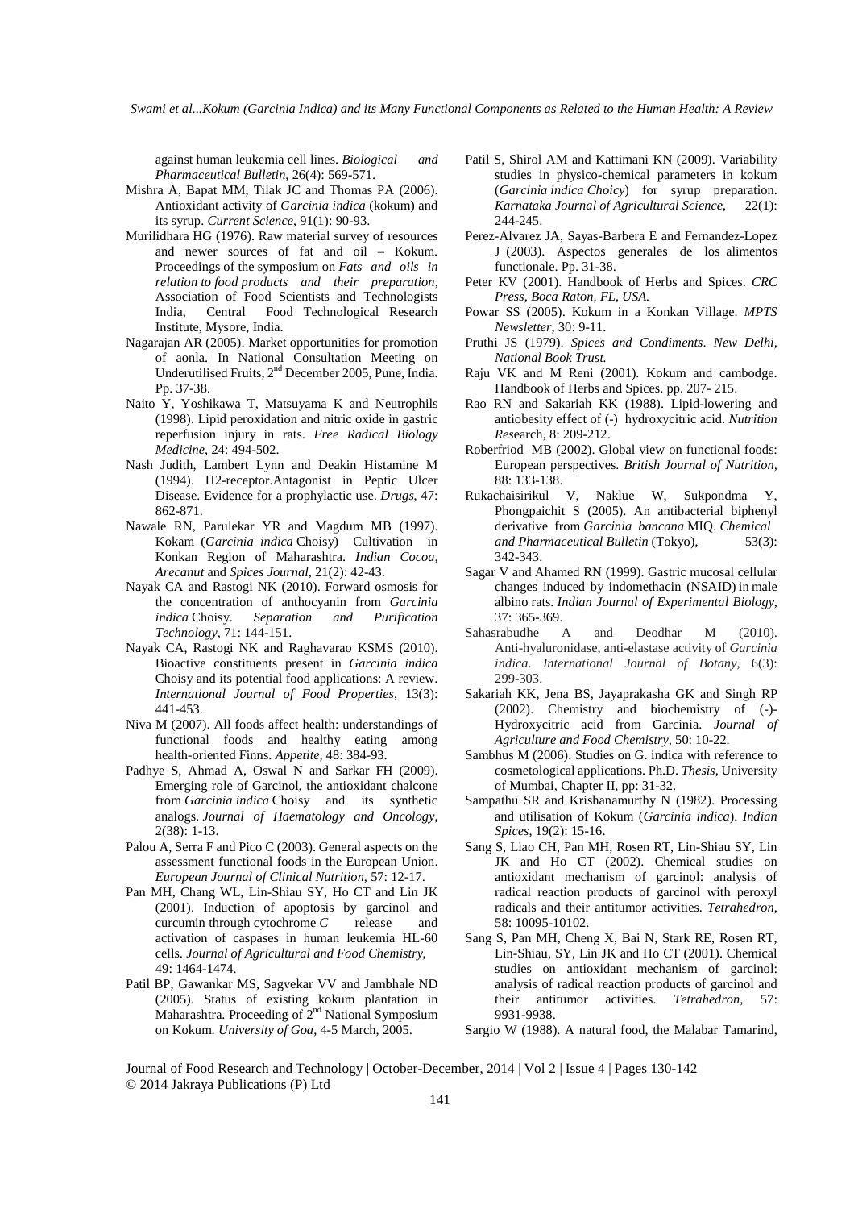against human leukemia cell lines. *Biological and Pharmaceutical Bulletin*, 26(4): 569-571.

Mishra A, Bapat MM, Tilak JC and Thomas PA (2006). Antioxidant activity of *Garcinia indica* (kokum) and its syrup. *Current Science*, 91(1): 90-93.

Murilidhara HG (1976). Raw material survey of resources and newer sources of fat and oil – Kokum. Proceedings of the symposium on *Fats and oils in relation to food products and their preparation*, Association of Food Scientists and Technologists India, Central Food Technological Research Institute, Mysore, India.

Nagarajan AR (2005). Market opportunities for promotion of aonla. In National Consultation Meeting on Underutilised Fruits, 2nd December 2005, Pune, India. Pp. 37-38.

Naito Y, Yoshikawa T, Matsuyama K and Neutrophils (1998). Lipid peroxidation and nitric oxide in gastric reperfusion injury in rats. *Free Radical Biology Medicine*, 24: 494-502.

Nash Judith, Lambert Lynn and Deakin Histamine M (1994). H2-receptor.Antagonist in Peptic Ulcer Disease. Evidence for a prophylactic use. *Drugs*, 47: 862-871.

Nawale RN, Parulekar YR and Magdum MB (1997). Kokam (*Garcinia indica* Choisy) Cultivation in Konkan Region of Maharashtra. *Indian Cocoa, Arecanut* and *Spices Journal*, 21(2): 42-43.

Nayak CA and Rastogi NK (2010). Forward osmosis for the concentration of anthocyanin from *Garcinia indica* Choisy. *Separation and Purification Technology*, 71: 144-151.

Nayak CA, Rastogi NK and Raghavarao KSMS (2010). Bioactive constituents present in *Garcinia indica* Choisy and its potential food applications: A review. *International Journal of Food Properties*, 13(3): 441-453.

Niva M (2007). All foods affect health: understandings of functional foods and healthy eating among health-oriented Finns. *Appetite*, 48: 384-93.

Padhye S, Ahmad A, Oswal N and Sarkar FH (2009). Emerging role of Garcinol, the antioxidant chalcone from *Garcinia indica* Choisy and its synthetic analogs. *Journal of Haematology and Oncology*, 2(38): 1-13.

Palou A, Serra F and Pico C (2003). General aspects on the assessment functional foods in the European Union. *European Journal of Clinical Nutrition*, 57: 12-17.

Pan MH, Chang WL, Lin-Shiau SY, Ho CT and Lin JK (2001). Induction of apoptosis by garcinol and curcumin through cytochrome *C* release and activation of caspases in human leukemia HL-60 cells. *Journal of Agricultural and Food Chemistry*, 49: 1464-1474.

Patil BP, Gawankar MS, Sagvekar VV and Jambhale ND (2005). Status of existing kokum plantation in Maharashtra. Proceeding of 2nd National Symposium on Kokum. *University of Goa*, 4-5 March, 2005.

Patil S, Shirol AM and Kattimani KN (2009). Variability studies in physico-chemical parameters in kokum (*Garcinia indica Choicy*) for syrup preparation. *Karnataka Journal of Agricultural Science*, 22(1): 244-245.

Perez-Alvarez JA, Sayas-Barbera E and Fernandez-Lopez J (2003). Aspectos generales de los alimentos functionale. Pp. 31-38.

Peter KV (2001). Handbook of Herbs and Spices. *CRC Press, Boca Raton, FL, USA.*

Powar SS (2005). Kokum in a Konkan Village. *MPTS Newsletter*, 30: 9-11.

Pruthi JS (1979). *Spices and Condiments*. *New Delhi, National Book Trust.*

Raju VK and M Reni (2001). Kokum and cambodge. Handbook of Herbs and Spices. pp. 207- 215.

Rao RN and Sakariah KK (1988). Lipid-lowering and antiobesity effect of (-) hydroxycitric acid. *Nutrition Re*search, 8: 209-212.

Roberfriod MB (2002). Global view on functional foods: European perspectives. *British Journal of Nutrition*, 88: 133-138.

Rukachaisirikul V, Naklue W, Sukpondma Y, Phongpaichit S (2005). An antibacterial biphenyl derivative from *Garcinia bancana* MIQ. *Chemical and Pharmaceutical Bulletin* (Tokyo), 53(3): 342-343.

Sagar V and Ahamed RN (1999). Gastric mucosal cellular changes induced by indomethacin (NSAID) in male albino rats. *Indian Journal of Experimental Biology*, 37: 365-369.

Sahasrabudhe A and Deodhar M (2010). Anti-hyaluronidase, anti-elastase activity of *Garcinia indica*. *International Journal of Botany*, 6(3): 299-303.

Sakariah KK, Jena BS, Jayaprakasha GK and Singh RP (2002). Chemistry and biochemistry of (-)-Hydroxycitric acid from Garcinia. *Journal of Agriculture and Food Chemistry*, 50: 10-22.

Sambhus M (2006). Studies on G. indica with reference to cosmetological applications. Ph.D. *Thesis*, University of Mumbai, Chapter II, pp: 31-32.

Sampathu SR and Krishanamurthy N (1982). Processing and utilisation of Kokum (*Garcinia indica*). *Indian Spices*, 19(2): 15-16.

Sang S, Liao CH, Pan MH, Rosen RT, Lin-Shiau SY, Lin JK and Ho CT (2002). Chemical studies on antioxidant mechanism of garcinol: analysis of radical reaction products of garcinol with peroxyl radicals and their antitumor activities. *Tetrahedron*, 58: 10095-10102.

Sang S, Pan MH, Cheng X, Bai N, Stark RE, Rosen RT, Lin-Shiau, SY, Lin JK and Ho CT (2001). Chemical studies on antioxidant mechanism of garcinol: analysis of radical reaction products of garcinol and their antitumor activities. *Tetrahedron*, 57: 9931-9938.

Sargio W (1988). A natural food, the Malabar Tamarind,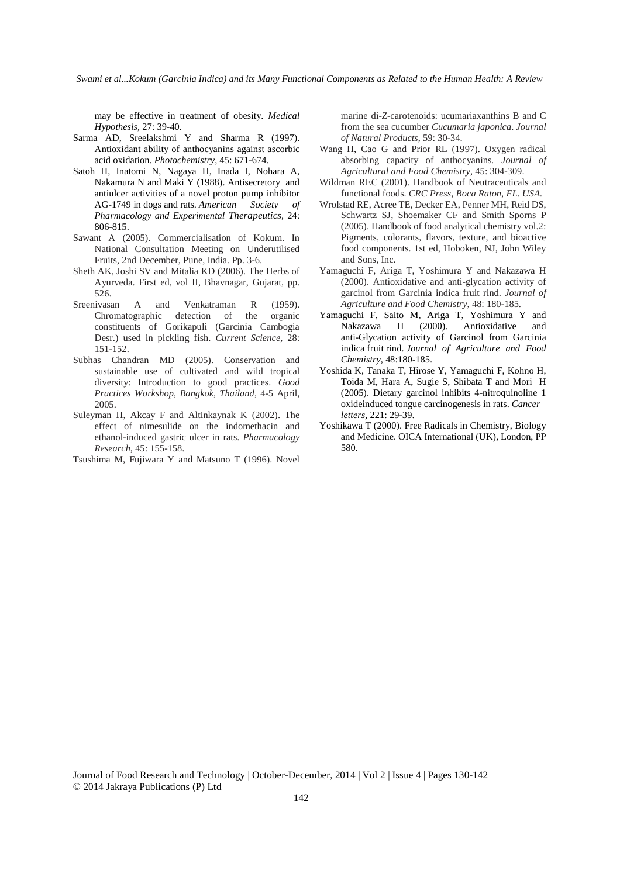may be effective in treatment of obesity. *Medical Hypothesis*, 27: 39-40.

Sarma AD, Sreelakshmi Y and Sharma R (1997). Antioxidant ability of anthocyanins against ascorbic acid oxidation. *Photochemistry*, 45: 671-674.

Satoh H, Inatomi N, Nagaya H, Inada I, Nohara A, Nakamura N and Maki Y (1988). Antisecretory and antiulcer activities of a novel proton pump inhibitor AG-1749 in dogs and rats. *American Society of Pharmacology and Experimental Therapeutics*, 24: 806-815.

Sawant A (2005). Commercialisation of Kokum. In National Consultation Meeting on Underutilised Fruits, 2nd December, Pune, India. Pp. 3-6.

Sheth AK, Joshi SV and Mitalia KD (2006). The Herbs of Ayurveda. First ed, vol II, Bhavnagar, Gujarat, pp. 526.

Sreenivasan A and Venkatraman R (1959). Chromatographic detection of the organic constituents of Gorikapuli (Garcinia Cambogia Desr.) used in pickling fish. *Current Science*, 28: 151-152.

Subhas Chandran MD (2005). Conservation and sustainable use of cultivated and wild tropical diversity: Introduction to good practices. *Good Practices Workshop, Bangkok, Thailand*, 4-5 April, 2005.

Suleyman H, Akcay F and Altinkaynak K (2002). The effect of nimesulide on the indomethacin and ethanol-induced gastric ulcer in rats. *Pharmacology Research*, 45: 155-158.

Tsushima M, Fujiwara Y and Matsuno T (1996). Novel marine di-*Z*-carotenoids: ucumariaxanthins B and C from the sea cucumber *Cucumaria japonica*. *Journal of Natural Products*, 59: 30-34.

Wang H, Cao G and Prior RL (1997). Oxygen radical absorbing capacity of anthocyanins. *Journal of Agricultural and Food Chemistry*, 45: 304-309.

Wildman REC (2001). Handbook of Neutraceuticals and functional foods. *CRC Press, Boca Raton, FL. USA.*

Wrolstad RE, Acree TE, Decker EA, Penner MH, Reid DS, Schwartz SJ, Shoemaker CF and Smith Sporns P (2005). Handbook of food analytical chemistry vol.2: Pigments, colorants, flavors, texture, and bioactive food components. 1st ed, Hoboken, NJ, John Wiley and Sons, Inc.

Yamaguchi F, Ariga T, Yoshimura Y and Nakazawa H (2000). Antioxidative and anti-glycation activity of garcinol from Garcinia indica fruit rind. *Journal of Agriculture and Food Chemistry*, 48: 180-185.

Yamaguchi F, Saito M, Ariga T, Yoshimura Y and Nakazawa H (2000). Antioxidative and anti-Glycation activity of Garcinol from Garcinia indica fruit rind. *Journal of Agriculture and Food Chemistry*, 48:180-185.

Yoshida K, Tanaka T, Hirose Y, Yamaguchi F, Kohno H, Toida M, Hara A, Sugie S, Shibata T and Mori H (2005). Dietary garcinol inhibits 4-nitroquinoline 1 oxideinduced tongue carcinogenesis in rats. *Cancer letters*, 221: 29-39.

Yoshikawa T (2000). Free Radicals in Chemistry, Biology and Medicine. OICA International (UK), London, PP 580.